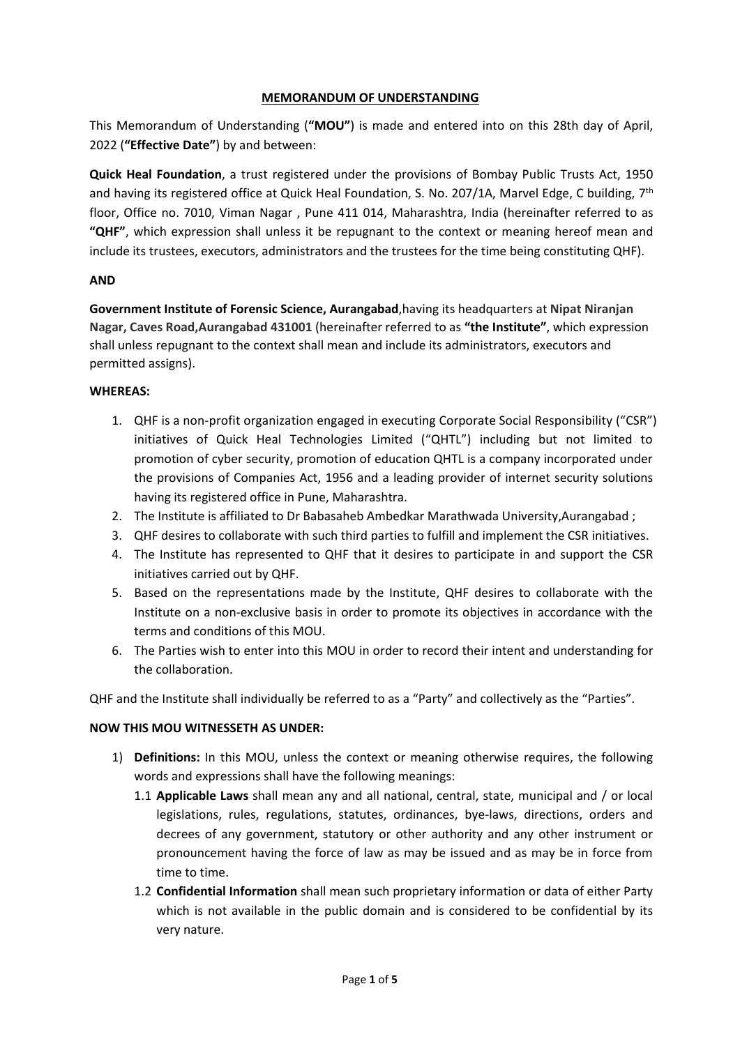**MEMORANDUM OF UNDERSTANDING**

This Memorandum of Understanding (**"MOU"**) is made and entered into on this 28th day of April, 2022 (**"Effective Date"**) by and between:

**Quick Heal Foundation**, a trust registered under the provisions of Bombay Public Trusts Act, 1950 and having its registered office at Quick Heal Foundation, S. No. 207/1A, Marvel Edge, C building, 7th floor, Office no. 7010, Viman Nagar , Pune 411 014, Maharashtra, India (hereinafter referred to as **"QHF"**, which expression shall unless it be repugnant to the context or meaning hereof mean and include its trustees, executors, administrators and the trustees for the time being constituting QHF).

**AND**

**Government Institute of Forensic Science, Aurangabad**,having its headquarters at **Nipat Niranjan Nagar, Caves Road,Aurangabad 431001** (hereinafter referred to as **"the Institute"**, which expression shall unless repugnant to the context shall mean and include its administrators, executors and permitted assigns).

**WHEREAS:**

1. QHF is a non-profit organization engaged in executing Corporate Social Responsibility ("CSR") initiatives of Quick Heal Technologies Limited ("QHTL") including but not limited to promotion of cyber security, promotion of education QHTL is a company incorporated under the provisions of Companies Act, 1956 and a leading provider of internet security solutions having its registered office in Pune, Maharashtra.
2. The Institute is affiliated to Dr Babasaheb Ambedkar Marathwada University,Aurangabad ;
3. QHF desires to collaborate with such third parties to fulfill and implement the CSR initiatives.
4. The Institute has represented to QHF that it desires to participate in and support the CSR initiatives carried out by QHF.
5. Based on the representations made by the Institute, QHF desires to collaborate with the Institute on a non-exclusive basis in order to promote its objectives in accordance with the terms and conditions of this MOU.
6. The Parties wish to enter into this MOU in order to record their intent and understanding for the collaboration.

QHF and the Institute shall individually be referred to as a "Party" and collectively as the "Parties".

**NOW THIS MOU WITNESSETH AS UNDER:**

1) **Definitions:** In this MOU, unless the context or meaning otherwise requires, the following words and expressions shall have the following meanings:
   - 1.1 **Applicable Laws** shall mean any and all national, central, state, municipal and / or local legislations, rules, regulations, statutes, ordinances, bye-laws, directions, orders and decrees of any government, statutory or other authority and any other instrument or pronouncement having the force of law as may be issued and as may be in force from time to time.
   - 1.2 **Confidential Information** shall mean such proprietary information or data of either Party which is not available in the public domain and is considered to be confidential by its very nature.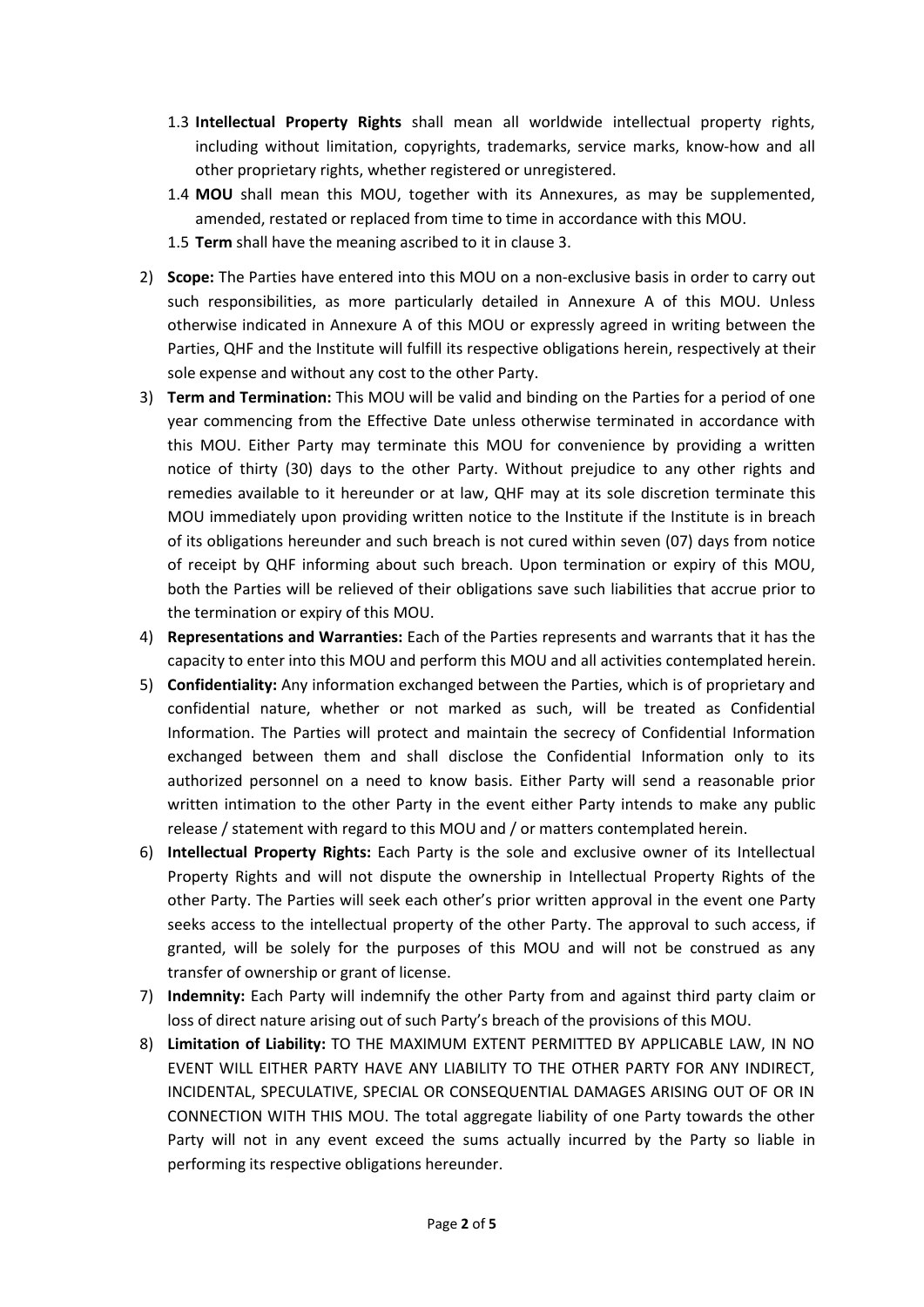1.3 **Intellectual Property Rights** shall mean all worldwide intellectual property rights, including without limitation, copyrights, trademarks, service marks, know-how and all other proprietary rights, whether registered or unregistered.

1.4 **MOU** shall mean this MOU, together with its Annexures, as may be supplemented, amended, restated or replaced from time to time in accordance with this MOU.

1.5 **Term** shall have the meaning ascribed to it in clause 3.

2) **Scope:** The Parties have entered into this MOU on a non-exclusive basis in order to carry out such responsibilities, as more particularly detailed in Annexure A of this MOU. Unless otherwise indicated in Annexure A of this MOU or expressly agreed in writing between the Parties, QHF and the Institute will fulfill its respective obligations herein, respectively at their sole expense and without any cost to the other Party.

3) **Term and Termination:** This MOU will be valid and binding on the Parties for a period of one year commencing from the Effective Date unless otherwise terminated in accordance with this MOU. Either Party may terminate this MOU for convenience by providing a written notice of thirty (30) days to the other Party. Without prejudice to any other rights and remedies available to it hereunder or at law, QHF may at its sole discretion terminate this MOU immediately upon providing written notice to the Institute if the Institute is in breach of its obligations hereunder and such breach is not cured within seven (07) days from notice of receipt by QHF informing about such breach. Upon termination or expiry of this MOU, both the Parties will be relieved of their obligations save such liabilities that accrue prior to the termination or expiry of this MOU.

4) **Representations and Warranties:** Each of the Parties represents and warrants that it has the capacity to enter into this MOU and perform this MOU and all activities contemplated herein.

5) **Confidentiality:** Any information exchanged between the Parties, which is of proprietary and confidential nature, whether or not marked as such, will be treated as Confidential Information. The Parties will protect and maintain the secrecy of Confidential Information exchanged between them and shall disclose the Confidential Information only to its authorized personnel on a need to know basis. Either Party will send a reasonable prior written intimation to the other Party in the event either Party intends to make any public release / statement with regard to this MOU and / or matters contemplated herein.

6) **Intellectual Property Rights:** Each Party is the sole and exclusive owner of its Intellectual Property Rights and will not dispute the ownership in Intellectual Property Rights of the other Party. The Parties will seek each other's prior written approval in the event one Party seeks access to the intellectual property of the other Party. The approval to such access, if granted, will be solely for the purposes of this MOU and will not be construed as any transfer of ownership or grant of license.

7) **Indemnity:** Each Party will indemnify the other Party from and against third party claim or loss of direct nature arising out of such Party's breach of the provisions of this MOU.

8) **Limitation of Liability:** TO THE MAXIMUM EXTENT PERMITTED BY APPLICABLE LAW, IN NO EVENT WILL EITHER PARTY HAVE ANY LIABILITY TO THE OTHER PARTY FOR ANY INDIRECT, INCIDENTAL, SPECULATIVE, SPECIAL OR CONSEQUENTIAL DAMAGES ARISING OUT OF OR IN CONNECTION WITH THIS MOU. The total aggregate liability of one Party towards the other Party will not in any event exceed the sums actually incurred by the Party so liable in performing its respective obligations hereunder.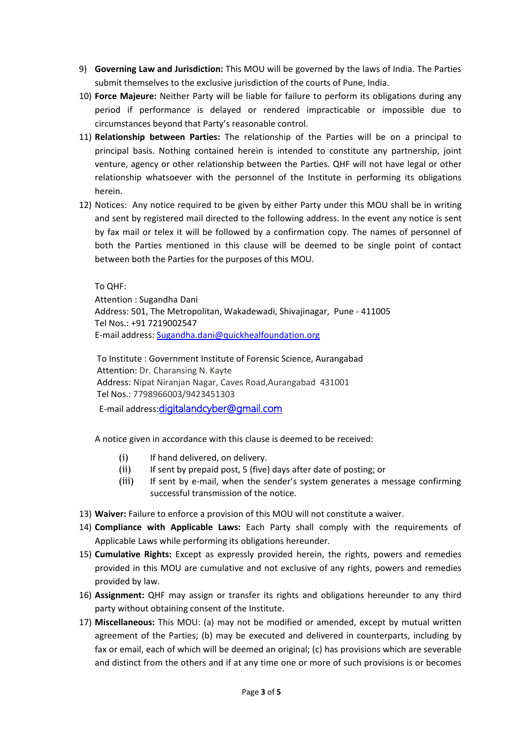9) **Governing Law and Jurisdiction:** This MOU will be governed by the laws of India. The Parties submit themselves to the exclusive jurisdiction of the courts of Pune, India.
10) **Force Majeure:** Neither Party will be liable for failure to perform its obligations during any period if performance is delayed or rendered impracticable or impossible due to circumstances beyond that Party's reasonable control.
11) **Relationship between Parties:** The relationship of the Parties will be on a principal to principal basis. Nothing contained herein is intended to constitute any partnership, joint venture, agency or other relationship between the Parties. QHF will not have legal or other relationship whatsoever with the personnel of the Institute in performing its obligations herein.
12) Notices: Any notice required to be given by either Party under this MOU shall be in writing and sent by registered mail directed to the following address. In the event any notice is sent by fax mail or telex it will be followed by a confirmation copy. The names of personnel of both the Parties mentioned in this clause will be deemed to be single point of contact between both the Parties for the purposes of this MOU.

    To QHF:
    Attention : Sugandha Dani
    Address: 501, The Metropolitan, Wakadewadi, Shivajinagar, Pune - 411005
    Tel Nos.: +91 7219002547
    E-mail address: Sugandha.dani@quickhealfoundation.org

    To Institute : Government Institute of Forensic Science, Aurangabad
    Attention: Dr. Charansing N. Kayte
    Address: Nipat Niranjan Nagar, Caves Road,Aurangabad 431001
    Tel Nos.: 7798966003/9423451303
    E-mail address:digitalandcyber@gmail.com

    A notice given in accordance with this clause is deemed to be received:

    (i) If hand delivered, on delivery.
    (ii) If sent by prepaid post, 5 (five) days after date of posting; or
    (iii) If sent by e-mail, when the sender's system generates a message confirming successful transmission of the notice.

13) **Waiver:** Failure to enforce a provision of this MOU will not constitute a waiver.
14) **Compliance with Applicable Laws:** Each Party shall comply with the requirements of Applicable Laws while performing its obligations hereunder.
15) **Cumulative Rights:** Except as expressly provided herein, the rights, powers and remedies provided in this MOU are cumulative and not exclusive of any rights, powers and remedies provided by law.
16) **Assignment:** QHF may assign or transfer its rights and obligations hereunder to any third party without obtaining consent of the Institute.
17) **Miscellaneous:** This MOU: (a) may not be modified or amended, except by mutual written agreement of the Parties; (b) may be executed and delivered in counterparts, including by fax or email, each of which will be deemed an original; (c) has provisions which are severable and distinct from the others and if at any time one or more of such provisions is or becomes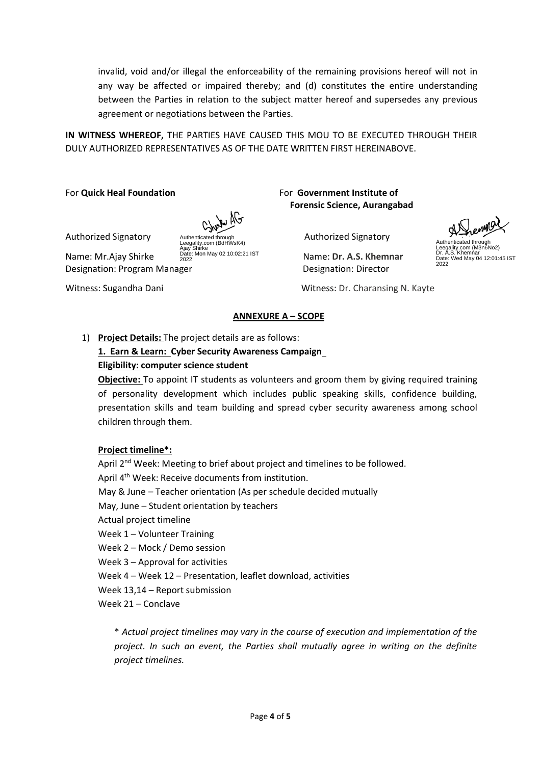invalid, void and/or illegal the enforceability of the remaining provisions hereof will not in any way be affected or impaired thereby; and (d) constitutes the entire understanding between the Parties in relation to the subject matter hereof and supersedes any previous agreement or negotiations between the Parties.

**IN WITNESS WHEREOF,** THE PARTIES HAVE CAUSED THIS MOU TO BE EXECUTED THROUGH THEIR DULY AUTHORIZED REPRESENTATIVES AS OF THE DATE WRITTEN FIRST HEREINABOVE.

For **Quick Heal Foundation**

Authorized Signatory

Authenticated through Leegality.com (BdHWsK4)
Ajay Shirke
Date: Mon May 02 10:02:21 IST 2022

Name: Mr.Ajay Shirke

Designation: Program Manager

Witness: Sugandha Dani

For **Government Institute of Forensic Science, Aurangabad**

Authorized Signatory

Authenticated through Leegality.com (M3n6No2)
Dr. A.S. Khemnar
Date: Wed May 04 12:01:45 IST 2022

Name: **Dr. A.S. Khemnar**

Designation: Director

Witness: Dr. Charansing N. Kayte

## ANNEXURE A – SCOPE

1) **Project Details:** The project details are as follows:

   **1. Earn & Learn: Cyber Security Awareness Campaign**

   **Eligibility: computer science student**

   **Objective:** To appoint IT students as volunteers and groom them by giving required training of personality development which includes public speaking skills, confidence building, presentation skills and team building and spread cyber security awareness among school children through them.

   **Project timeline*:**

   April 2nd Week: Meeting to brief about project and timelines to be followed.
   April 4th Week: Receive documents from institution.
   May & June – Teacher orientation (As per schedule decided mutually
   May, June – Student orientation by teachers
   Actual project timeline
   Week 1 – Volunteer Training
   Week 2 – Mock / Demo session
   Week 3 – Approval for activities
   Week 4 – Week 12 – Presentation, leaflet download, activities
   Week 13,14 – Report submission
   Week 21 – Conclave

   *\* Actual project timelines may vary in the course of execution and implementation of the project. In such an event, the Parties shall mutually agree in writing on the definite project timelines.*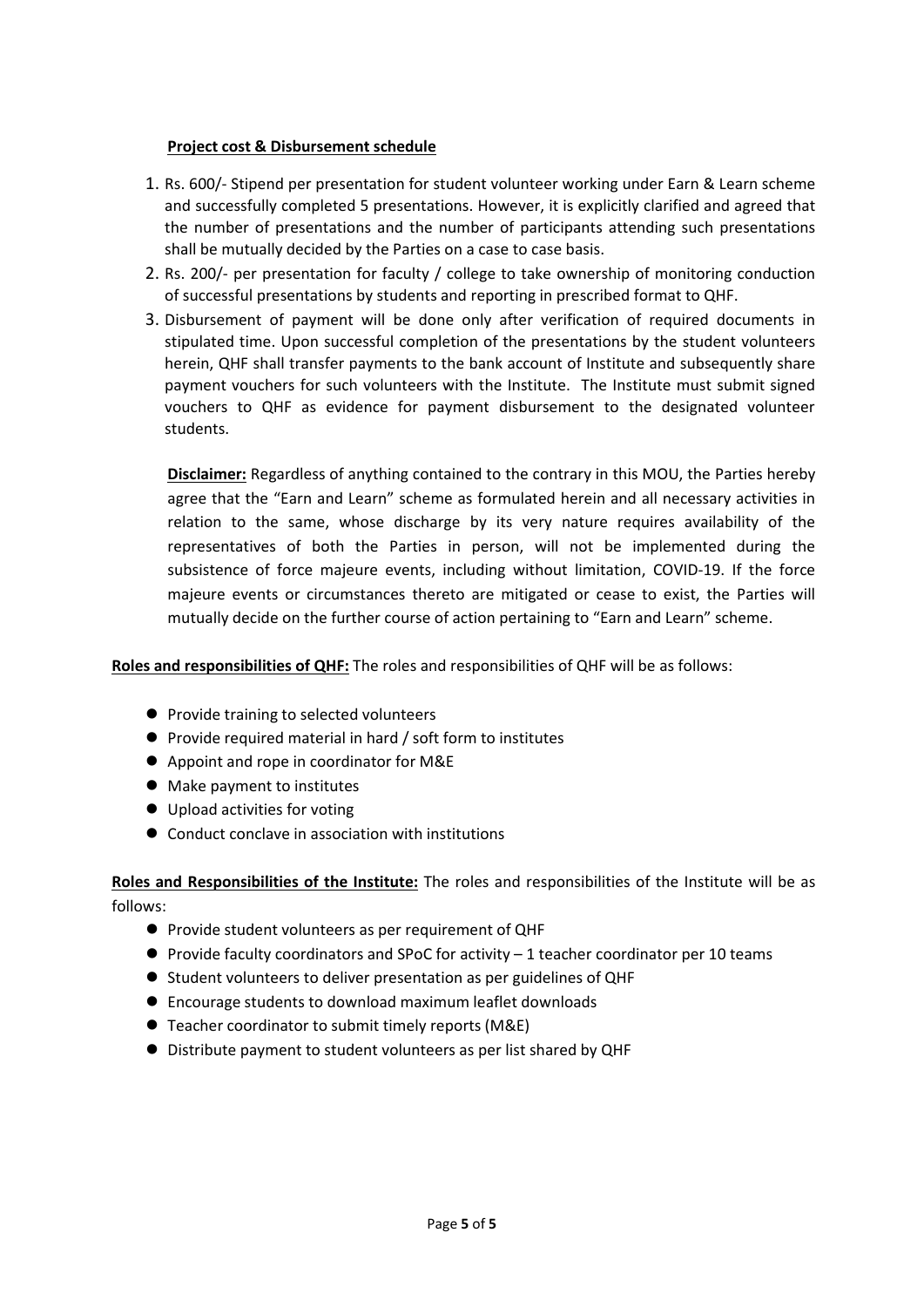**Project cost & Disbursement schedule**

1. Rs. 600/- Stipend per presentation for student volunteer working under Earn & Learn scheme and successfully completed 5 presentations. However, it is explicitly clarified and agreed that the number of presentations and the number of participants attending such presentations shall be mutually decided by the Parties on a case to case basis.
2. Rs. 200/- per presentation for faculty / college to take ownership of monitoring conduction of successful presentations by students and reporting in prescribed format to QHF.
3. Disbursement of payment will be done only after verification of required documents in stipulated time. Upon successful completion of the presentations by the student volunteers herein, QHF shall transfer payments to the bank account of Institute and subsequently share payment vouchers for such volunteers with the Institute. The Institute must submit signed vouchers to QHF as evidence for payment disbursement to the designated volunteer students.

   **Disclaimer:** Regardless of anything contained to the contrary in this MOU, the Parties hereby agree that the "Earn and Learn" scheme as formulated herein and all necessary activities in relation to the same, whose discharge by its very nature requires availability of the representatives of both the Parties in person, will not be implemented during the subsistence of force majeure events, including without limitation, COVID-19. If the force majeure events or circumstances thereto are mitigated or cease to exist, the Parties will mutually decide on the further course of action pertaining to "Earn and Learn" scheme.

**Roles and responsibilities of QHF:** The roles and responsibilities of QHF will be as follows:

- Provide training to selected volunteers
- Provide required material in hard / soft form to institutes
- Appoint and rope in coordinator for M&E
- Make payment to institutes
- Upload activities for voting
- Conduct conclave in association with institutions

**Roles and Responsibilities of the Institute:** The roles and responsibilities of the Institute will be as follows:

- Provide student volunteers as per requirement of QHF
- Provide faculty coordinators and SPoC for activity – 1 teacher coordinator per 10 teams
- Student volunteers to deliver presentation as per guidelines of QHF
- Encourage students to download maximum leaflet downloads
- Teacher coordinator to submit timely reports (M&E)
- Distribute payment to student volunteers as per list shared by QHF